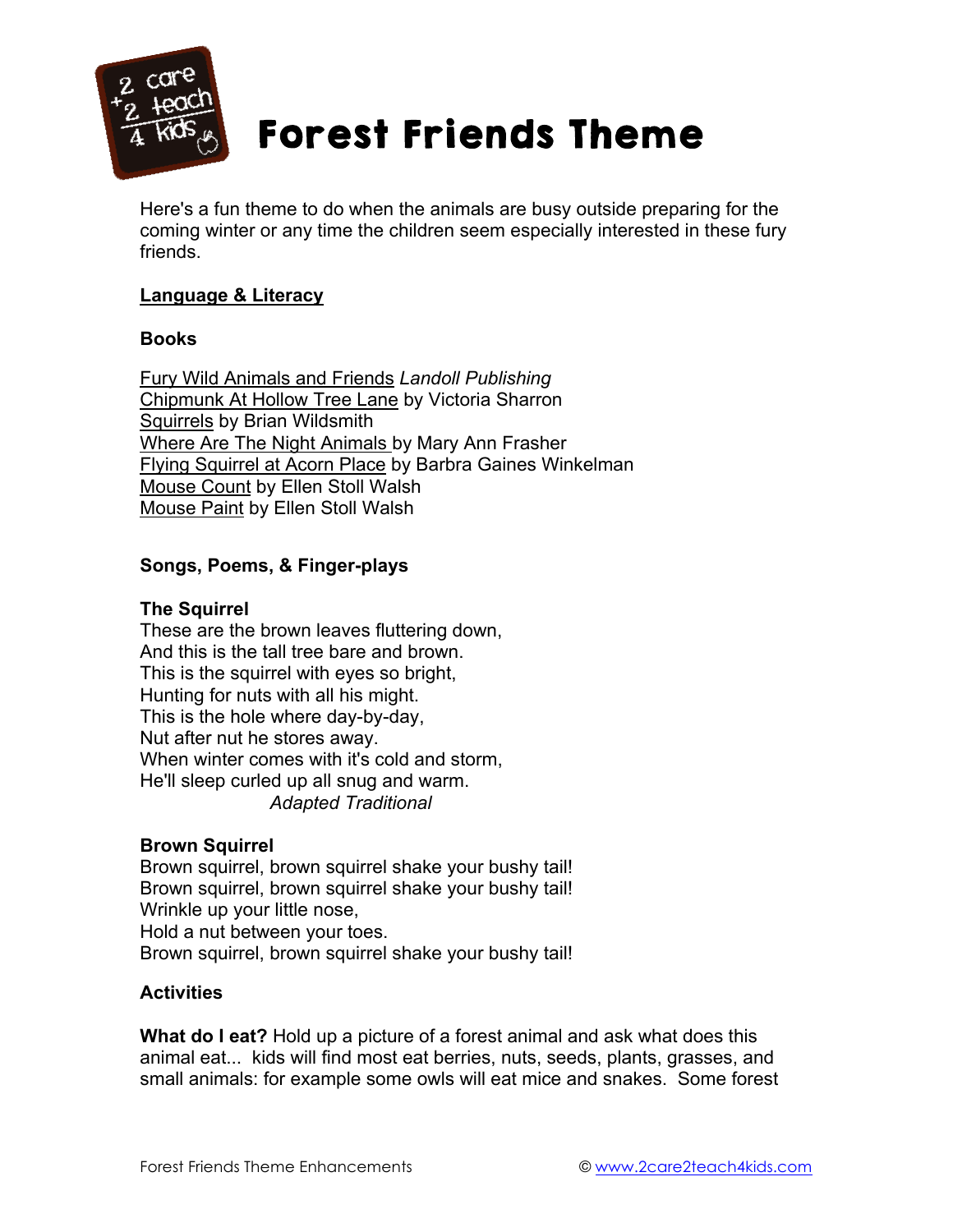# Forest Friends Theme

Here's a fun theme to do when the animals are busy outside preparing for the coming winter or any time the children seem especially interested in these fury friends.

## Language & Literacy

### Books

Fury Wild Animals and Friends *Landoll Publishing*
Chipmunk At Hollow Tree Lane by Victoria Sharron
Squirrels by Brian Wildsmith
Where Are The Night Animals by Mary Ann Frasher
Flying Squirrel at Acorn Place by Barbra Gaines Winkelman
Mouse Count by Ellen Stoll Walsh
Mouse Paint by Ellen Stoll Walsh

### Songs, Poems, & Finger-plays

**The Squirrel**
These are the brown leaves fluttering down,
And this is the tall tree bare and brown.
This is the squirrel with eyes so bright,
Hunting for nuts with all his might.
This is the hole where day-by-day,
Nut after nut he stores away.
When winter comes with it's cold and storm,
He'll sleep curled up all snug and warm.
*Adapted Traditional*

**Brown Squirrel**
Brown squirrel, brown squirrel shake your bushy tail!
Brown squirrel, brown squirrel shake your bushy tail!
Wrinkle up your little nose,
Hold a nut between your toes.
Brown squirrel, brown squirrel shake your bushy tail!

### Activities

**What do I eat?** Hold up a picture of a forest animal and ask what does this animal eat... kids will find most eat berries, nuts, seeds, plants, grasses, and small animals: for example some owls will eat mice and snakes. Some forest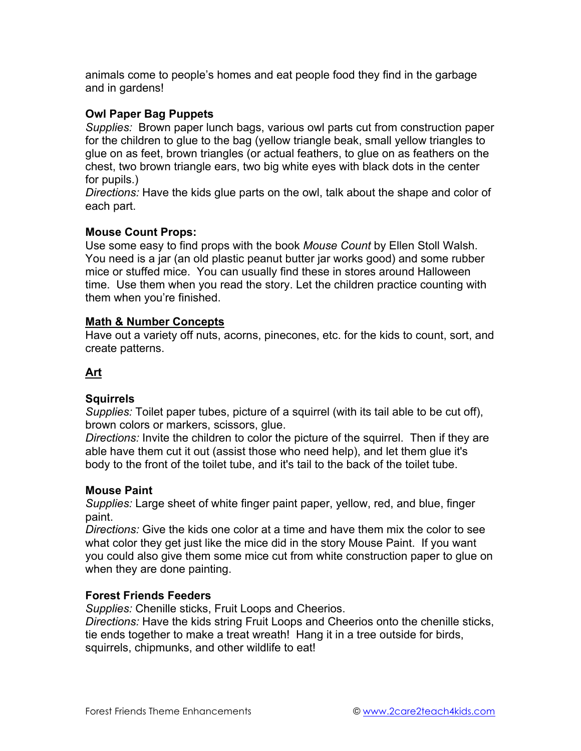animals come to people's homes and eat people food they find in the garbage and in gardens!

**Owl Paper Bag Puppets**
*Supplies:* Brown paper lunch bags, various owl parts cut from construction paper for the children to glue to the bag (yellow triangle beak, small yellow triangles to glue on as feet, brown triangles (or actual feathers, to glue on as feathers on the chest, two brown triangle ears, two big white eyes with black dots in the center for pupils.)
*Directions:* Have the kids glue parts on the owl, talk about the shape and color of each part.

**Mouse Count Props:**
Use some easy to find props with the book *Mouse Count* by Ellen Stoll Walsh. You need is a jar (an old plastic peanut butter jar works good) and some rubber mice or stuffed mice. You can usually find these in stores around Halloween time. Use them when you read the story. Let the children practice counting with them when you're finished.

## **Math & Number Concepts**

Have out a variety off nuts, acorns, pinecones, etc. for the kids to count, sort, and create patterns.

## **Art**

**Squirrels**
*Supplies:* Toilet paper tubes, picture of a squirrel (with its tail able to be cut off), brown colors or markers, scissors, glue.
*Directions:* Invite the children to color the picture of the squirrel. Then if they are able have them cut it out (assist those who need help), and let them glue it's body to the front of the toilet tube, and it's tail to the back of the toilet tube.

**Mouse Paint**
*Supplies:* Large sheet of white finger paint paper, yellow, red, and blue, finger paint.
*Directions:* Give the kids one color at a time and have them mix the color to see what color they get just like the mice did in the story Mouse Paint. If you want you could also give them some mice cut from white construction paper to glue on when they are done painting.

**Forest Friends Feeders**
*Supplies:* Chenille sticks, Fruit Loops and Cheerios.
*Directions:* Have the kids string Fruit Loops and Cheerios onto the chenille sticks, tie ends together to make a treat wreath! Hang it in a tree outside for birds, squirrels, chipmunks, and other wildlife to eat!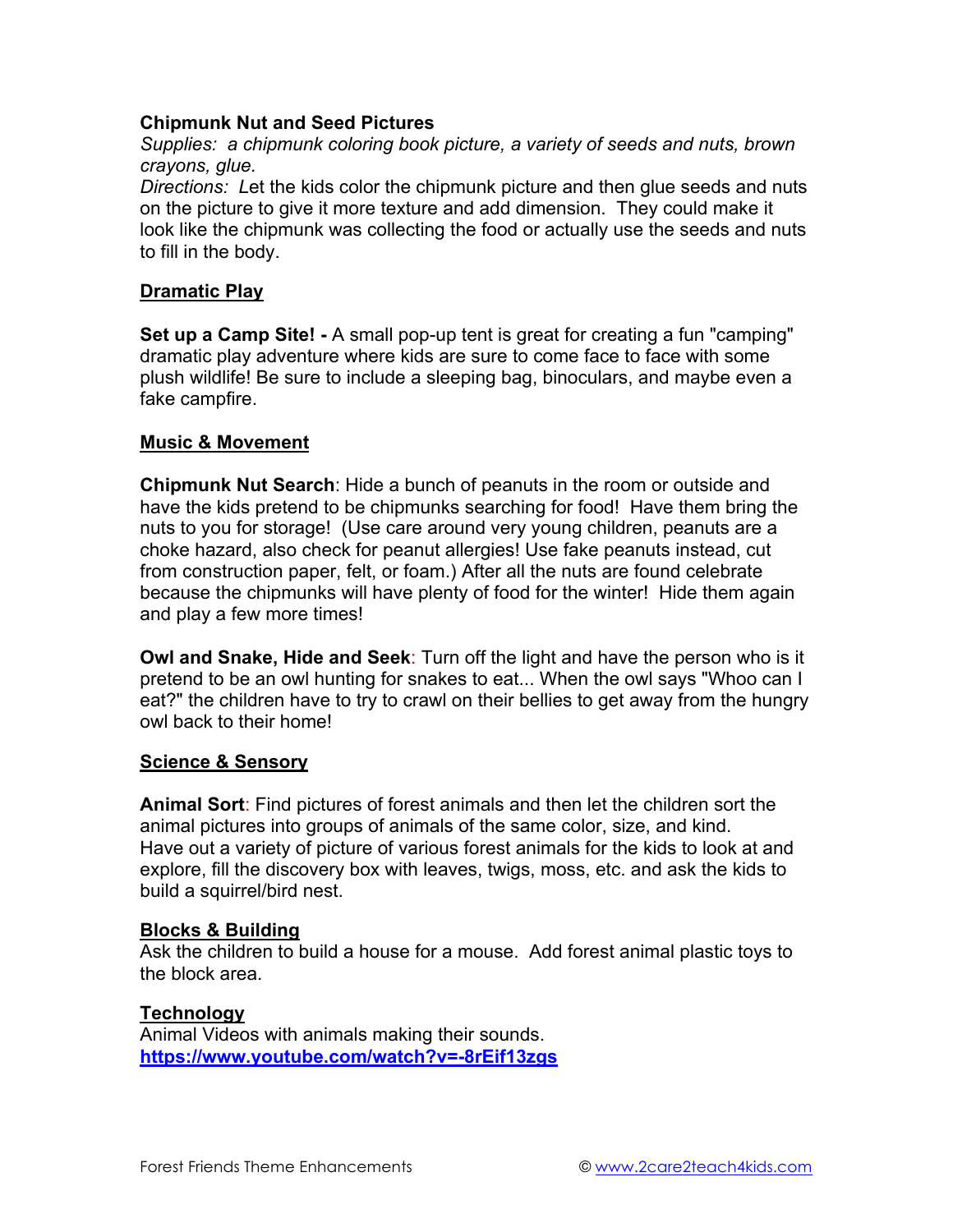**Chipmunk Nut and Seed Pictures**

*Supplies: a chipmunk coloring book picture, a variety of seeds and nuts, brown crayons, glue.*

*Directions: L*et the kids color the chipmunk picture and then glue seeds and nuts on the picture to give it more texture and add dimension. They could make it look like the chipmunk was collecting the food or actually use the seeds and nuts to fill in the body.

## Dramatic Play

**Set up a Camp Site! -** A small pop-up tent is great for creating a fun "camping" dramatic play adventure where kids are sure to come face to face with some plush wildlife! Be sure to include a sleeping bag, binoculars, and maybe even a fake campfire.

## Music & Movement

**Chipmunk Nut Search**: Hide a bunch of peanuts in the room or outside and have the kids pretend to be chipmunks searching for food! Have them bring the nuts to you for storage! (Use care around very young children, peanuts are a choke hazard, also check for peanut allergies! Use fake peanuts instead, cut from construction paper, felt, or foam.) After all the nuts are found celebrate because the chipmunks will have plenty of food for the winter! Hide them again and play a few more times!

**Owl and Snake, Hide and Seek**: Turn off the light and have the person who is it pretend to be an owl hunting for snakes to eat... When the owl says "Whoo can I eat?" the children have to try to crawl on their bellies to get away from the hungry owl back to their home!

## Science & Sensory

**Animal Sort**: Find pictures of forest animals and then let the children sort the animal pictures into groups of animals of the same color, size, and kind.
Have out a variety of picture of various forest animals for the kids to look at and explore, fill the discovery box with leaves, twigs, moss, etc. and ask the kids to build a squirrel/bird nest.

## Blocks & Building

Ask the children to build a house for a mouse. Add forest animal plastic toys to the block area.

## Technology

Animal Videos with animals making their sounds.
**https://www.youtube.com/watch?v=-8rEif13zgs**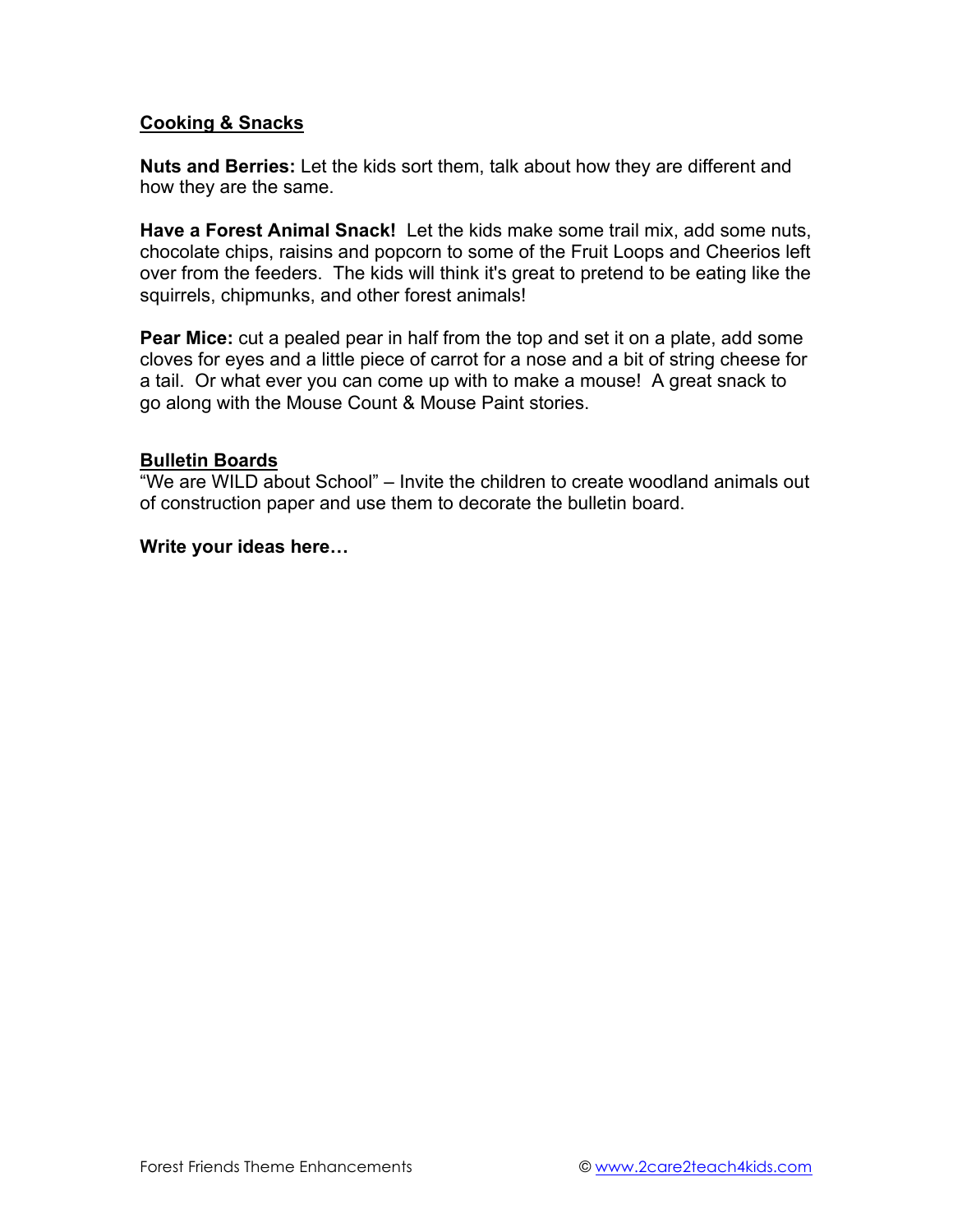## Cooking & Snacks

**Nuts and Berries:** Let the kids sort them, talk about how they are different and how they are the same.

**Have a Forest Animal Snack!** Let the kids make some trail mix, add some nuts, chocolate chips, raisins and popcorn to some of the Fruit Loops and Cheerios left over from the feeders. The kids will think it's great to pretend to be eating like the squirrels, chipmunks, and other forest animals!

**Pear Mice:** cut a pealed pear in half from the top and set it on a plate, add some cloves for eyes and a little piece of carrot for a nose and a bit of string cheese for a tail. Or what ever you can come up with to make a mouse! A great snack to go along with the Mouse Count & Mouse Paint stories.

## Bulletin Boards

"We are WILD about School" – Invite the children to create woodland animals out of construction paper and use them to decorate the bulletin board.

**Write your ideas here…**